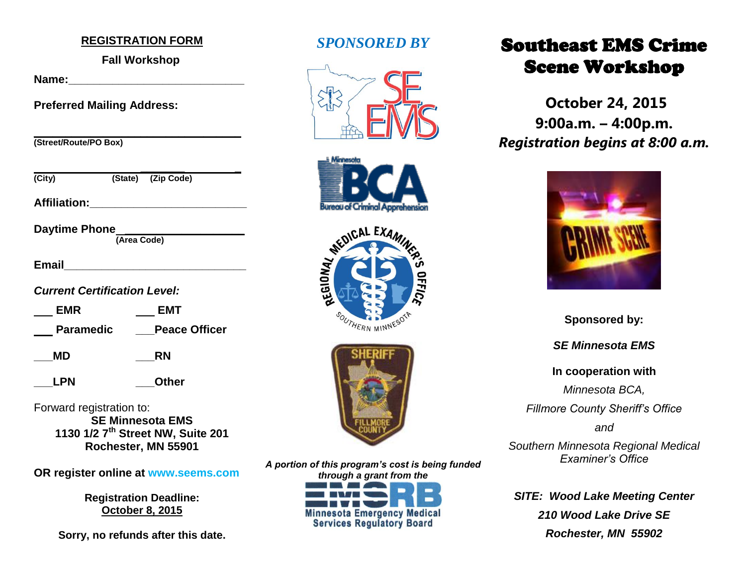## REGISTRATION FORM

**Fall Workshop**

**Name:**______________________________

**Preferred Mailing Address:**

___________________________________
**(Street/Route/PO Box)**

___________________________________
**(City) (State) (Zip Code)**

**Affiliation:**__________________________

**Daytime Phone**___________________
**(Area Code)**

**Email**_______________________________

***Current Certification Level:***

___ **EMR** ___ **EMT**

___ **Paramedic** ___**Peace Officer**

___**MD** ___**RN**

___**LPN** ___**Other**

Forward registration to:
**SE Minnesota EMS**
**1130 1/2 7th Street NW, Suite 201**
**Rochester, MN 55901**

**OR register online at www.seems.com**

**Registration Deadline:**
**October 8, 2015**

**Sorry, no refunds after this date.**

## *SPONSORED BY*

***A portion of this program's cost is being funded through a grant from the***

Minnesota Emergency Medical Services Regulatory Board

# Southeast EMS Crime Scene Workshop

**October 24, 2015**
**9:00a.m. – 4:00p.m.**
***Registration begins at 8:00 a.m.***

**Sponsored by:**

***SE Minnesota EMS***

**In cooperation with**

*Minnesota BCA,*

*Fillmore County Sheriff's Office*

*and*

*Southern Minnesota Regional Medical Examiner's Office*

***SITE: Wood Lake Meeting Center***
***210 Wood Lake Drive SE***
***Rochester, MN 55902***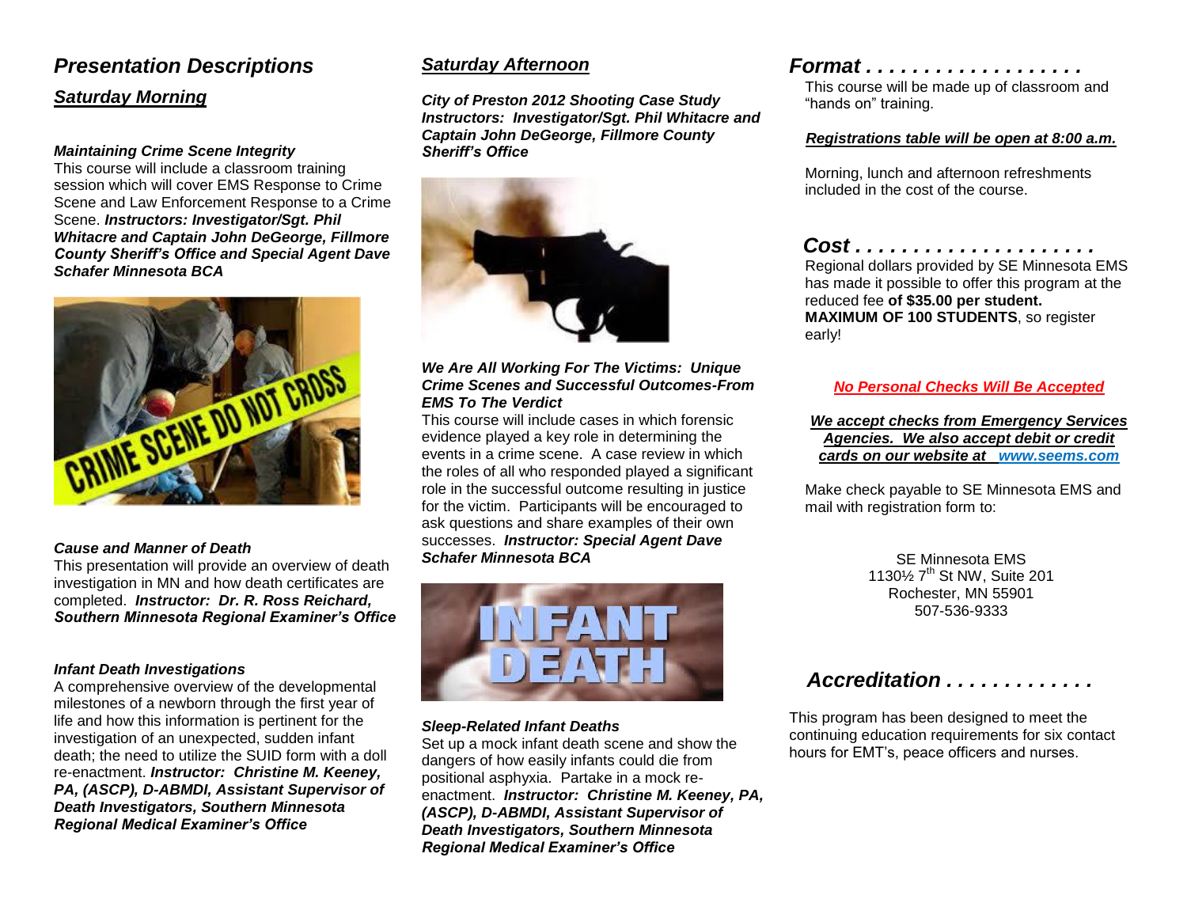# Presentation Descriptions

## *Saturday Morning*

***Maintaining Crime Scene Integrity***

This course will include a classroom training session which will cover EMS Response to Crime Scene and Law Enforcement Response to a Crime Scene. ***Instructors: Investigator/Sgt. Phil Whitacre and Captain John DeGeorge, Fillmore County Sheriff's Office and Special Agent Dave Schafer Minnesota BCA***

***Cause and Manner of Death***

This presentation will provide an overview of death investigation in MN and how death certificates are completed. ***Instructor: Dr. R. Ross Reichard, Southern Minnesota Regional Examiner's Office***

***Infant Death Investigations***

A comprehensive overview of the developmental milestones of a newborn through the first year of life and how this information is pertinent for the investigation of an unexpected, sudden infant death; the need to utilize the SUID form with a doll re-enactment. ***Instructor: Christine M. Keeney, PA, (ASCP), D-ABMDI, Assistant Supervisor of Death Investigators, Southern Minnesota Regional Medical Examiner's Office***

## *Saturday Afternoon*

***City of Preston 2012 Shooting Case Study***
***Instructors: Investigator/Sgt. Phil Whitacre and Captain John DeGeorge, Fillmore County Sheriff's Office***

***We Are All Working For The Victims: Unique Crime Scenes and Successful Outcomes-From EMS To The Verdict***

This course will include cases in which forensic evidence played a key role in determining the events in a crime scene. A case review in which the roles of all who responded played a significant role in the successful outcome resulting in justice for the victim. Participants will be encouraged to ask questions and share examples of their own successes. ***Instructor: Special Agent Dave Schafer Minnesota BCA***

***Sleep-Related Infant Deaths***

Set up a mock infant death scene and show the dangers of how easily infants could die from positional asphyxia. Partake in a mock re-enactment. ***Instructor: Christine M. Keeney, PA, (ASCP), D-ABMDI, Assistant Supervisor of Death Investigators, Southern Minnesota Regional Medical Examiner's Office***

## *Format . . . . . . . . . . . . . . . . . . .*

This course will be made up of classroom and "hands on" training.

***Registrations table will be open at 8:00 a.m.***

Morning, lunch and afternoon refreshments included in the cost of the course.

## *Cost . . . . . . . . . . . . . . . . . . . . .*

Regional dollars provided by SE Minnesota EMS has made it possible to offer this program at the reduced fee **of $35.00 per student. MAXIMUM OF 100 STUDENTS**, so register early!

***No Personal Checks Will Be Accepted***

***We accept checks from Emergency Services Agencies. We also accept debit or credit cards on our website at www.seems.com***

Make check payable to SE Minnesota EMS and mail with registration form to:

SE Minnesota EMS
1130½ 7th St NW, Suite 201
Rochester, MN 55901
507-536-9333

## *Accreditation . . . . . . . . . . . . .*

This program has been designed to meet the continuing education requirements for six contact hours for EMT's, peace officers and nurses.